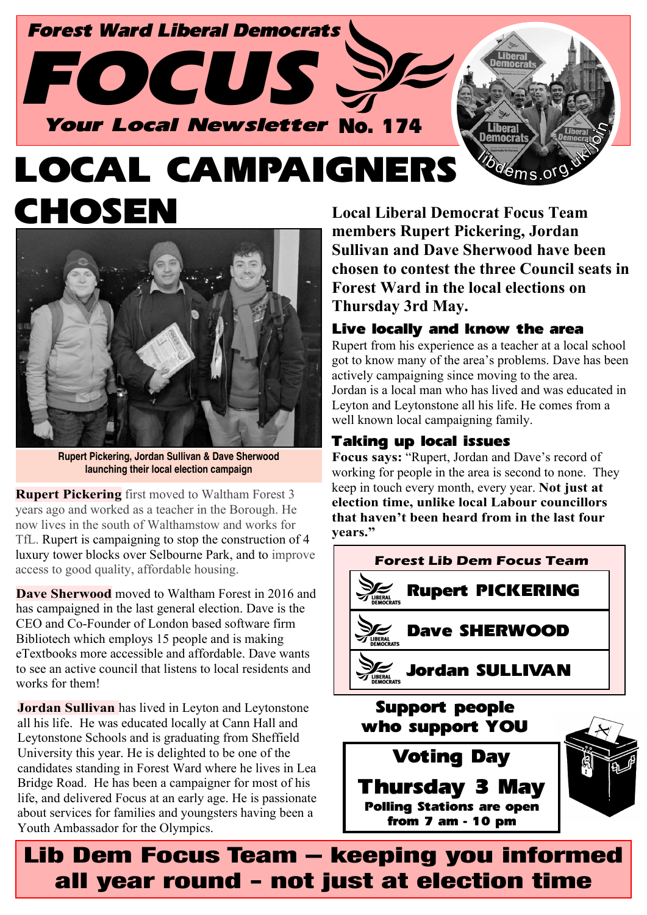Forest Ward Liberal Democrats

# FOCUS

Your Local Newsletter No. 174

libdems.org.uk/join

# LOCAL CAMPAIGNERS CHOSEN

Rupert Pickering, Jordan Sullivan & Dave Sherwood launching their local election campaign

**Rupert Pickering** first moved to Waltham Forest 3 years ago and worked as a teacher in the Borough. He now lives in the south of Walthamstow and works for TfL. Rupert is campaigning to stop the construction of 4 luxury tower blocks over Selbourne Park, and to improve access to good quality, affordable housing.

**Dave Sherwood** moved to Waltham Forest in 2016 and has campaigned in the last general election. Dave is the CEO and Co-Founder of London based software firm Bibliotech which employs 15 people and is making eTextbooks more accessible and affordable. Dave wants to see an active council that listens to local residents and works for them!

**Jordan Sullivan** has lived in Leyton and Leytonstone all his life. He was educated locally at Cann Hall and Leytonstone Schools and is graduating from Sheffield University this year. He is delighted to be one of the candidates standing in Forest Ward where he lives in Lea Bridge Road. He has been a campaigner for most of his life, and delivered Focus at an early age. He is passionate about services for families and youngsters having been a Youth Ambassador for the Olympics.

**Local Liberal Democrat Focus Team members Rupert Pickering, Jordan Sullivan and Dave Sherwood have been chosen to contest the three Council seats in Forest Ward in the local elections on Thursday 3rd May.**

## Live locally and know the area

Rupert from his experience as a teacher at a local school got to know many of the area's problems. Dave has been actively campaigning since moving to the area.
Jordan is a local man who has lived and was educated in Leyton and Leytonstone all his life. He comes from a well known local campaigning family.

## Taking up local issues

**Focus says:** "Rupert, Jordan and Dave's record of working for people in the area is second to none. They keep in touch every month, every year. **Not just at election time, unlike local Labour councillors that haven't been heard from in the last four years."**

**Forest Lib Dem Focus Team**

- Rupert PICKERING
- Dave SHERWOOD
- Jordan SULLIVAN

**Support people who support YOU**

**Voting Day**
**Thursday 3 May**
**Polling Stations are open from 7 am - 10 pm**

**Lib Dem Focus Team – keeping you informed all year round - not just at election time**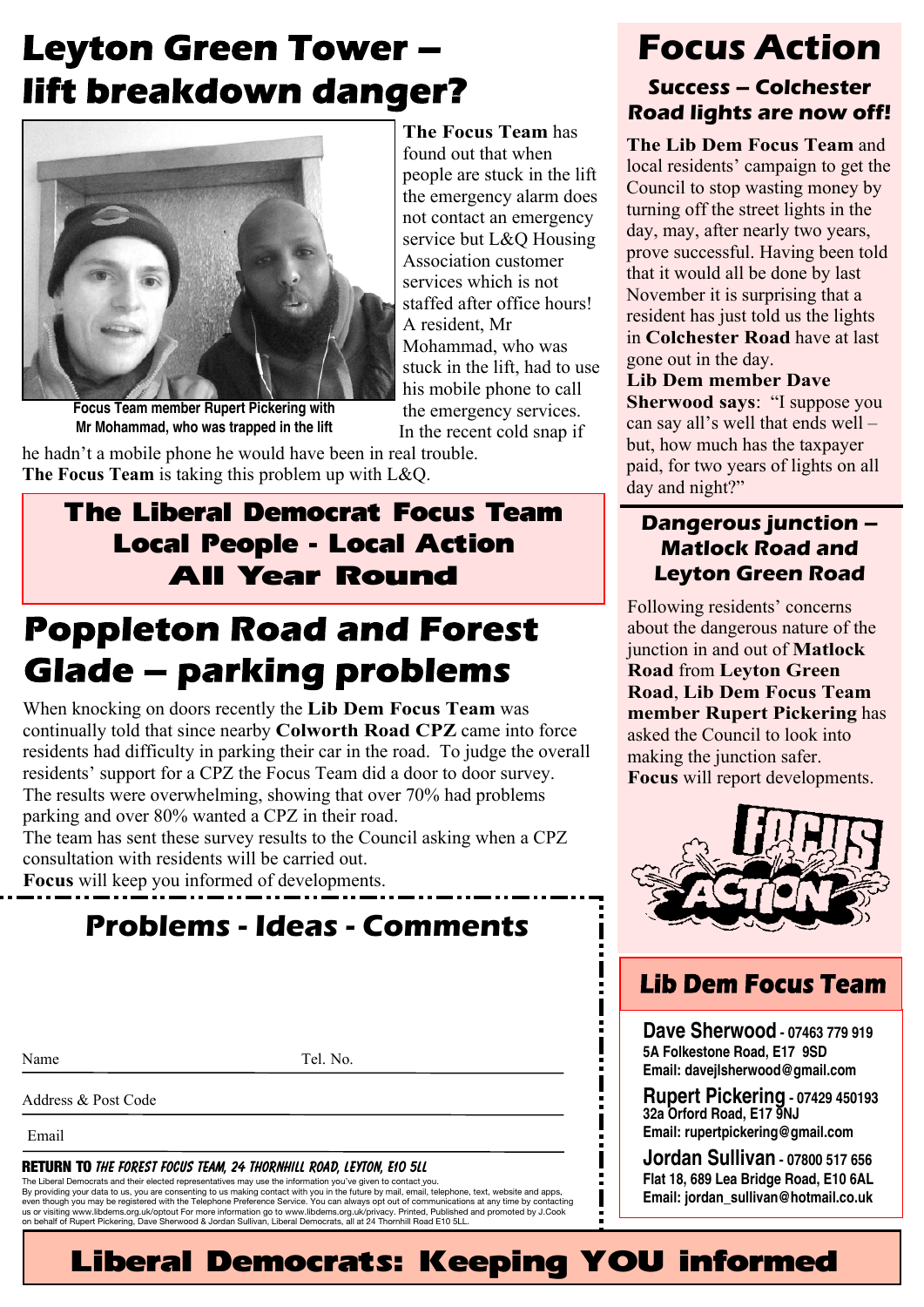# Leyton Green Tower – lift breakdown danger?

Focus Team member Rupert Pickering with Mr Mohammad, who was trapped in the lift

**The Focus Team** has found out that when people are stuck in the lift the emergency alarm does not contact an emergency service but L&Q Housing Association customer services which is not staffed after office hours! A resident, Mr Mohammad, who was stuck in the lift, had to use his mobile phone to call the emergency services. In the recent cold snap if he hadn't a mobile phone he would have been in real trouble. **The Focus Team** is taking this problem up with L&Q.

**The Liberal Democrat Focus Team**
**Local People - Local Action**
**All Year Round**

# Poppleton Road and Forest Glade – parking problems

When knocking on doors recently the **Lib Dem Focus Team** was continually told that since nearby **Colworth Road CPZ** came into force residents had difficulty in parking their car in the road. To judge the overall residents' support for a CPZ the Focus Team did a door to door survey. The results were overwhelming, showing that over 70% had problems parking and over 80% wanted a CPZ in their road.

The team has sent these survey results to the Council asking when a CPZ consultation with residents will be carried out.

**Focus** will keep you informed of developments.

## Problems - Ideas - Comments

Name Tel. No.

Address & Post Code

Email

**RETURN TO** *THE FOREST FOCUS TEAM, 24 THORNHILL ROAD, LEYTON, E10 5LL*

The Liberal Democrats and their elected representatives may use the information you've given to contact you. By providing your data to us, you are consenting to us making contact with you in the future by mail, email, telephone, text, website and apps, even though you may be registered with the Telephone Preference Service. You can always opt out of communications at any time by contacting us or visiting www.libdems.org.uk/optout For more information go to www.libdems.org.uk/privacy. Printed, Published and promoted by J.Cook on behalf of Rupert Pickering, Dave Sherwood & Jordan Sullivan, Liberal Democrats, all at 24 Thornhill Road E10 5LL.

# Focus Action

### Success – Colchester Road lights are now off!

**The Lib Dem Focus Team** and local residents' campaign to get the Council to stop wasting money by turning off the street lights in the day, may, after nearly two years, prove successful. Having been told that it would all be done by last November it is surprising that a resident has just told us the lights in **Colchester Road** have at last gone out in the day.

**Lib Dem member Dave Sherwood says**: "I suppose you can say all's well that ends well – but, how much has the taxpayer paid, for two years of lights on all day and night?"

### Dangerous junction – Matlock Road and Leyton Green Road

Following residents' concerns about the dangerous nature of the junction in and out of **Matlock Road** from **Leyton Green Road**, **Lib Dem Focus Team member Rupert Pickering** has asked the Council to look into making the junction safer.

**Focus** will report developments.

FOCUS ACTION

## Lib Dem Focus Team

**Dave Sherwood** - 07463 779 919
5A Folkestone Road, E17 9SD
Email: davejlsherwood@gmail.com

**Rupert Pickering** - 07429 450193
32a Orford Road, E17 9NJ
Email: rupertpickering@gmail.com

**Jordan Sullivan** - 07800 517 656
Flat 18, 689 Lea Bridge Road, E10 6AL
Email: jordan_sullivan@hotmail.co.uk

**Liberal Democrats: Keeping YOU informed**